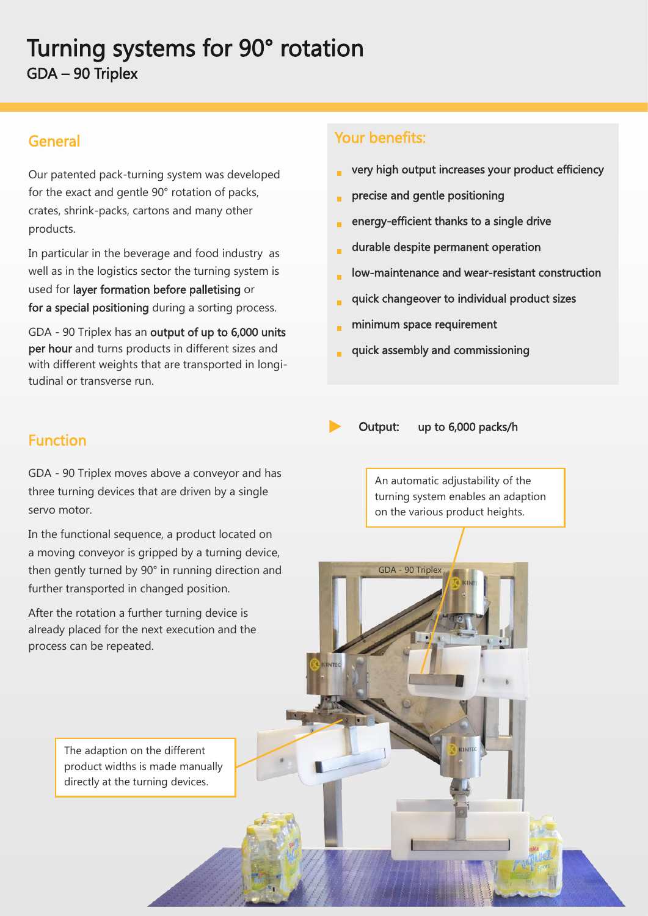# Turning systems for 90° rotation

## GDA – 90 Triplex

### General

Our patented pack-turning system was developed for the exact and gentle 90° rotation of packs, crates, shrink-packs, cartons and many other products.

In particular in the beverage and food industry as well as in the logistics sector the turning system is used for **layer formation before palletising** or **for a special positioning** during a sorting process.

GDA - 90 Triplex has an **output of up to 6,000 units per hour** and turns products in different sizes and with different weights that are transported in longitudinal or transverse run.

### Function

GDA - 90 Triplex moves above a conveyor and has three turning devices that are driven by a single servo motor.

In the functional sequence, a product located on a moving conveyor is gripped by a turning device, then gently turned by 90° in running direction and further transported in changed position.

After the rotation a further turning device is already placed for the next execution and the process can be repeated.

### Your benefits:

- very high output increases your product efficiency
- precise and gentle positioning
- energy-efficient thanks to a single drive
- durable despite permanent operation
- low-maintenance and wear-resistant construction
- quick changeover to individual product sizes
- minimum space requirement
- quick assembly and commissioning

**Output: up to 6,000 packs/h**

An automatic adjustability of the turning system enables an adaption on the various product heights.

GDA - 90 Triplex

The adaption on the different product widths is made manually directly at the turning devices.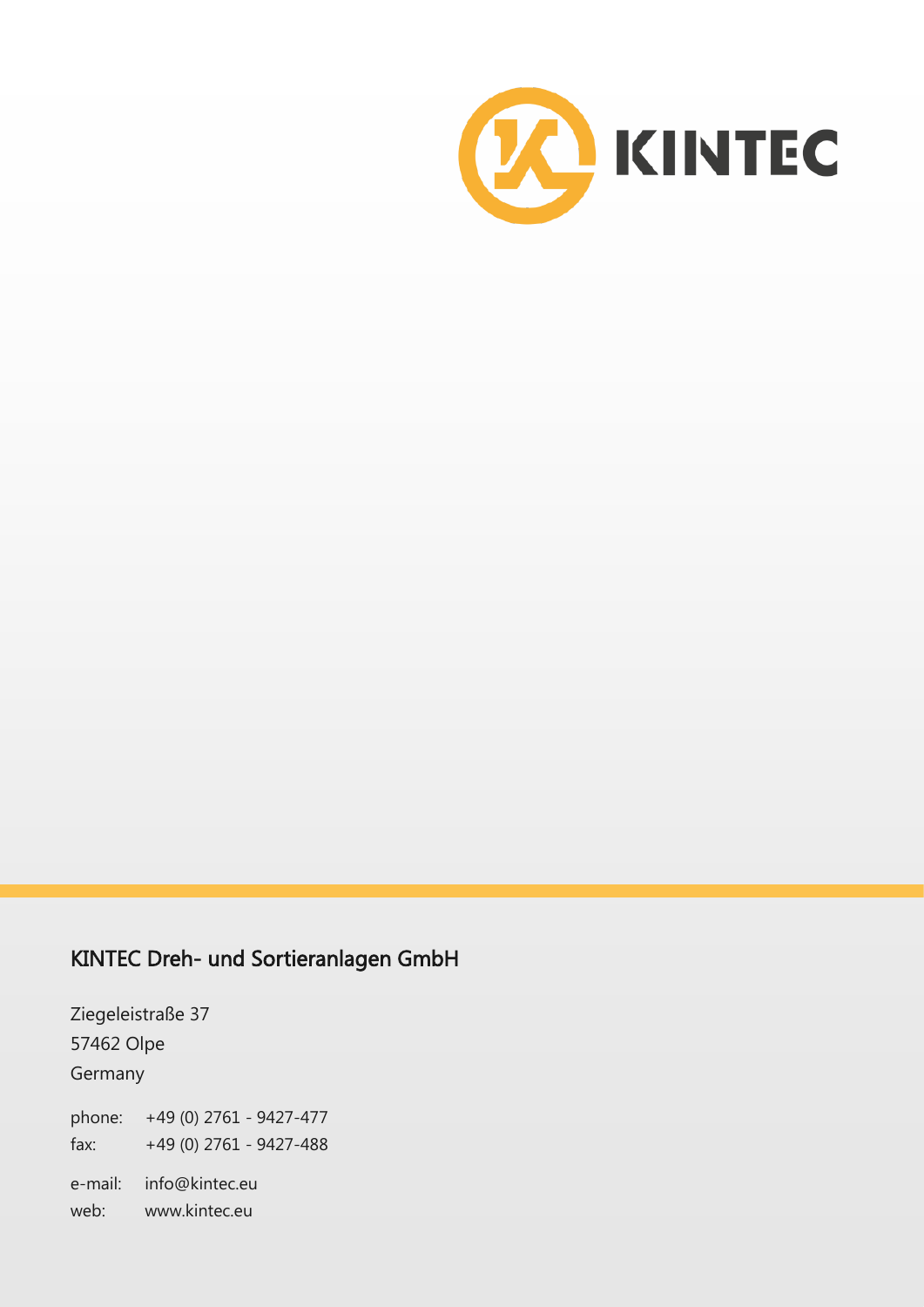KINTEC

## KINTEC Dreh- und Sortieranlagen GmbH

Ziegeleistraße 37
57462 Olpe
Germany

phone: +49 (0) 2761 - 9427-477
fax: +49 (0) 2761 - 9427-488

e-mail: info@kintec.eu
web: www.kintec.eu